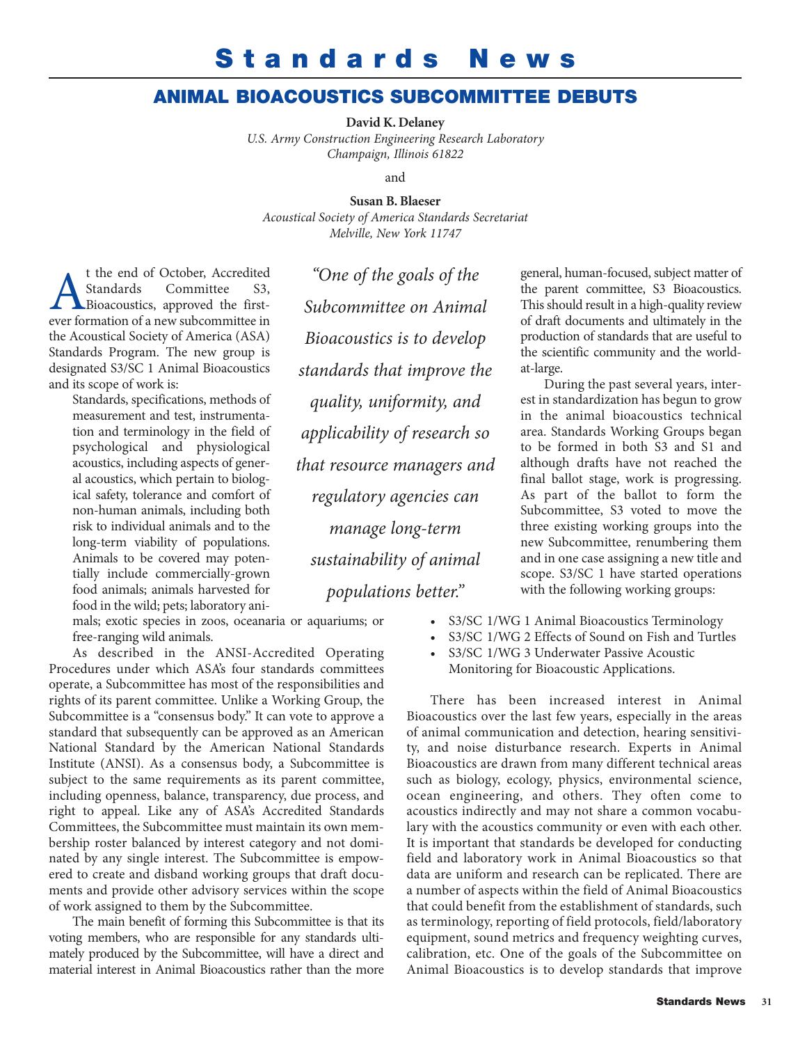# Standards News

## ANIMAL BIOACOUSTICS SUBCOMMITTEE DEBUTS

**David K. Delaney**
*U.S. Army Construction Engineering Research Laboratory*
*Champaign, Illinois 61822*

and

**Susan B. Blaeser**
*Acoustical Society of America Standards Secretariat*
*Melville, New York 11747*

At the end of October, Accredited Standards Committee S3, Bioacoustics, approved the first-ever formation of a new subcommittee in the Acoustical Society of America (ASA) Standards Program. The new group is designated S3/SC 1 Animal Bioacoustics and its scope of work is:

> Standards, specifications, methods of measurement and test, instrumentation and terminology in the field of psychological and physiological acoustics, including aspects of general acoustics, which pertain to biological safety, tolerance and comfort of non-human animals, including both risk to individual animals and to the long-term viability of populations. Animals to be covered may potentially include commercially-grown food animals; animals harvested for food in the wild; pets; laboratory animals; exotic species in zoos, oceanaria or aquariums; or free-ranging wild animals.

As described in the ANSI-Accredited Operating Procedures under which ASA's four standards committees operate, a Subcommittee has most of the responsibilities and rights of its parent committee. Unlike a Working Group, the Subcommittee is a "consensus body." It can vote to approve a standard that subsequently can be approved as an American National Standard by the American National Standards Institute (ANSI). As a consensus body, a Subcommittee is subject to the same requirements as its parent committee, including openness, balance, transparency, due process, and right to appeal. Like any of ASA's Accredited Standards Committees, the Subcommittee must maintain its own membership roster balanced by interest category and not dominated by any single interest. The Subcommittee is empowered to create and disband working groups that draft documents and provide other advisory services within the scope of work assigned to them by the Subcommittee.

The main benefit of forming this Subcommittee is that its voting members, who are responsible for any standards ultimately produced by the Subcommittee, will have a direct and material interest in Animal Bioacoustics rather than the more general, human-focused, subject matter of the parent committee, S3 Bioacoustics. This should result in a high-quality review of draft documents and ultimately in the production of standards that are useful to the scientific community and the world-at-large.

> *"One of the goals of the Subcommittee on Animal Bioacoustics is to develop standards that improve the quality, uniformity, and applicability of research so that resource managers and regulatory agencies can manage long-term sustainability of animal populations better."*

During the past several years, interest in standardization has begun to grow in the animal bioacoustics technical area. Standards Working Groups began to be formed in both S3 and S1 and although drafts have not reached the final ballot stage, work is progressing. As part of the ballot to form the Subcommittee, S3 voted to move the three existing working groups into the new Subcommittee, renumbering them and in one case assigning a new title and scope. S3/SC 1 have started operations with the following working groups:

- S3/SC 1/WG 1 Animal Bioacoustics Terminology
- S3/SC 1/WG 2 Effects of Sound on Fish and Turtles
- S3/SC 1/WG 3 Underwater Passive Acoustic Monitoring for Bioacoustic Applications.

There has been increased interest in Animal Bioacoustics over the last few years, especially in the areas of animal communication and detection, hearing sensitivity, and noise disturbance research. Experts in Animal Bioacoustics are drawn from many different technical areas such as biology, ecology, physics, environmental science, ocean engineering, and others. They often come to acoustics indirectly and may not share a common vocabulary with the acoustics community or even with each other. It is important that standards be developed for conducting field and laboratory work in Animal Bioacoustics so that data are uniform and research can be replicated. There are a number of aspects within the field of Animal Bioacoustics that could benefit from the establishment of standards, such as terminology, reporting of field protocols, field/laboratory equipment, sound metrics and frequency weighting curves, calibration, etc. One of the goals of the Subcommittee on Animal Bioacoustics is to develop standards that improve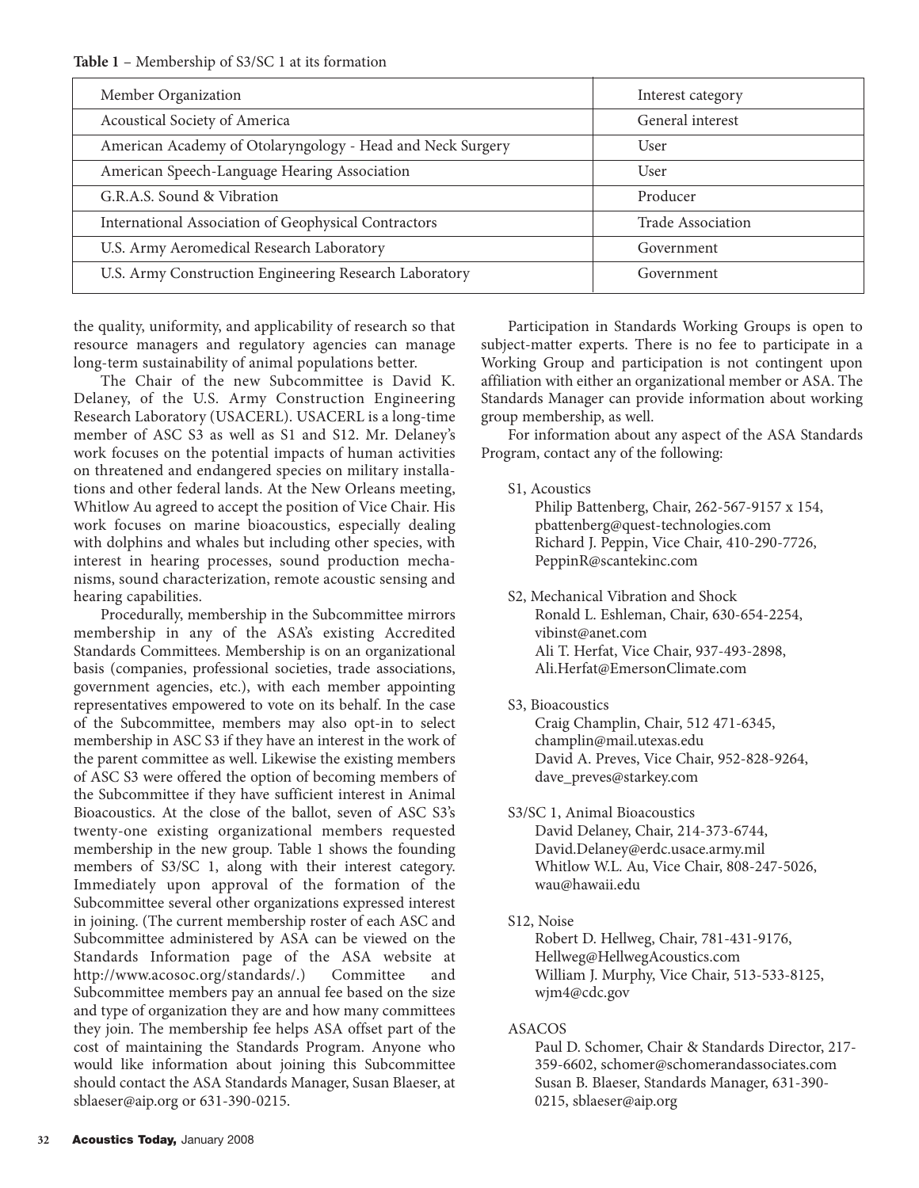**Table 1** – Membership of S3/SC 1 at its formation

| Member Organization | Interest category |
|---|---|
| Acoustical Society of America | General interest |
| American Academy of Otolaryngology - Head and Neck Surgery | User |
| American Speech-Language Hearing Association | User |
| G.R.A.S. Sound & Vibration | Producer |
| International Association of Geophysical Contractors | Trade Association |
| U.S. Army Aeromedical Research Laboratory | Government |
| U.S. Army Construction Engineering Research Laboratory | Government |

the quality, uniformity, and applicability of research so that resource managers and regulatory agencies can manage long-term sustainability of animal populations better.

The Chair of the new Subcommittee is David K. Delaney, of the U.S. Army Construction Engineering Research Laboratory (USACERL). USACERL is a long-time member of ASC S3 as well as S1 and S12. Mr. Delaney's work focuses on the potential impacts of human activities on threatened and endangered species on military installations and other federal lands. At the New Orleans meeting, Whitlow Au agreed to accept the position of Vice Chair. His work focuses on marine bioacoustics, especially dealing with dolphins and whales but including other species, with interest in hearing processes, sound production mechanisms, sound characterization, remote acoustic sensing and hearing capabilities.

Procedurally, membership in the Subcommittee mirrors membership in any of the ASA's existing Accredited Standards Committees. Membership is on an organizational basis (companies, professional societies, trade associations, government agencies, etc.), with each member appointing representatives empowered to vote on its behalf. In the case of the Subcommittee, members may also opt-in to select membership in ASC S3 if they have an interest in the work of the parent committee as well. Likewise the existing members of ASC S3 were offered the option of becoming members of the Subcommittee if they have sufficient interest in Animal Bioacoustics. At the close of the ballot, seven of ASC S3's twenty-one existing organizational members requested membership in the new group. Table 1 shows the founding members of S3/SC 1, along with their interest category. Immediately upon approval of the formation of the Subcommittee several other organizations expressed interest in joining. (The current membership roster of each ASC and Subcommittee administered by ASA can be viewed on the Standards Information page of the ASA website at http://www.acosoc.org/standards/.) Committee and Subcommittee members pay an annual fee based on the size and type of organization they are and how many committees they join. The membership fee helps ASA offset part of the cost of maintaining the Standards Program. Anyone who would like information about joining this Subcommittee should contact the ASA Standards Manager, Susan Blaeser, at sblaeser@aip.org or 631-390-0215.

Participation in Standards Working Groups is open to subject-matter experts. There is no fee to participate in a Working Group and participation is not contingent upon affiliation with either an organizational member or ASA. The Standards Manager can provide information about working group membership, as well.

For information about any aspect of the ASA Standards Program, contact any of the following:

S1, Acoustics
Philip Battenberg, Chair, 262-567-9157 x 154, pbattenberg@quest-technologies.com
Richard J. Peppin, Vice Chair, 410-290-7726, PeppinR@scantekinc.com

S2, Mechanical Vibration and Shock
Ronald L. Eshleman, Chair, 630-654-2254, vibinst@anet.com
Ali T. Herfat, Vice Chair, 937-493-2898, Ali.Herfat@EmersonClimate.com

S3, Bioacoustics
Craig Champlin, Chair, 512 471-6345, champlin@mail.utexas.edu
David A. Preves, Vice Chair, 952-828-9264, dave_preves@starkey.com

S3/SC 1, Animal Bioacoustics
David Delaney, Chair, 214-373-6744, David.Delaney@erdc.usace.army.mil
Whitlow W.L. Au, Vice Chair, 808-247-5026, wau@hawaii.edu

S12, Noise
Robert D. Hellweg, Chair, 781-431-9176, Hellweg@HellwegAcoustics.com
William J. Murphy, Vice Chair, 513-533-8125, wjm4@cdc.gov

ASACOS
Paul D. Schomer, Chair & Standards Director, 217-359-6602, schomer@schomerandassociates.com
Susan B. Blaeser, Standards Manager, 631-390-0215, sblaeser@aip.org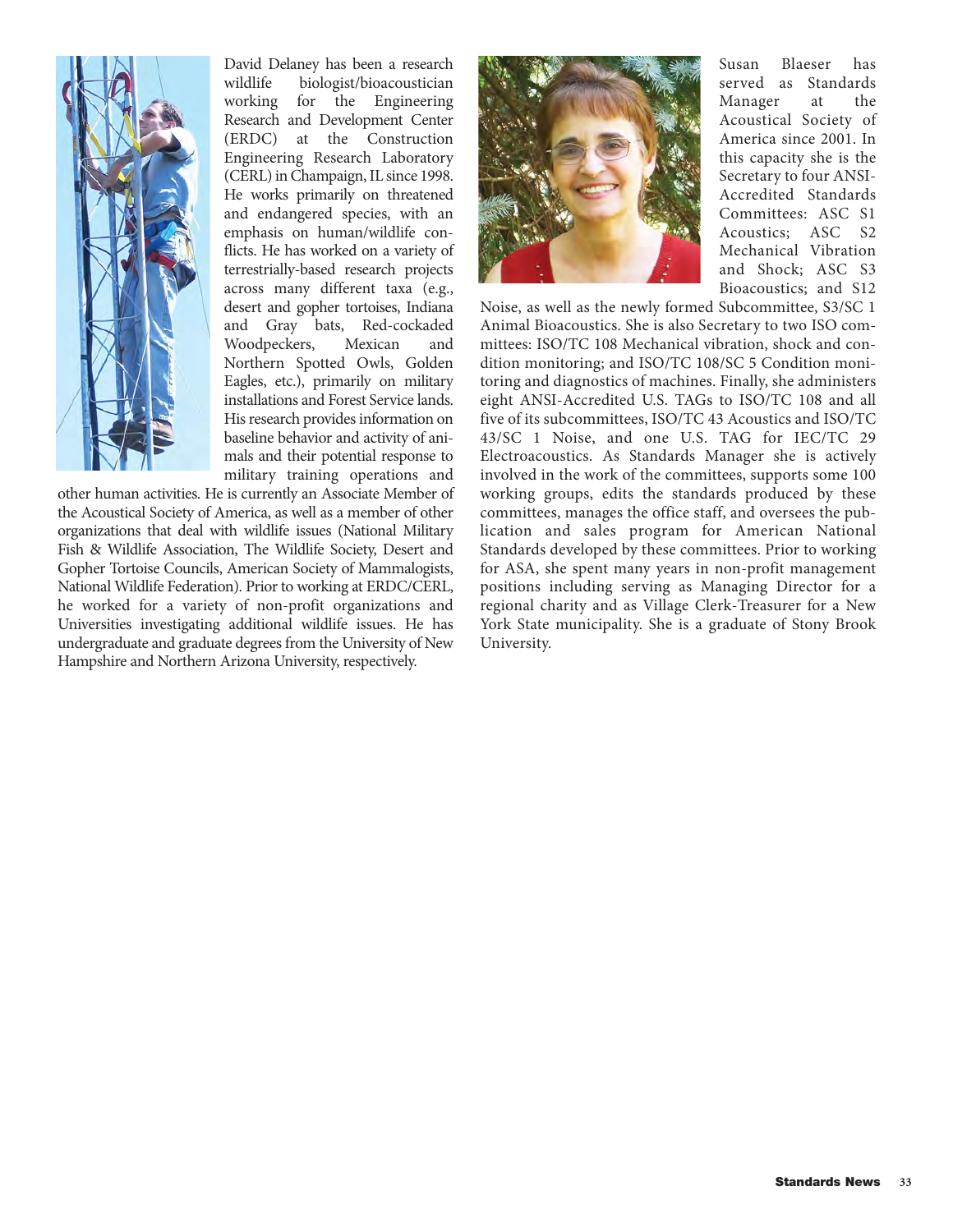David Delaney has been a research wildlife biologist/bioacoustician working for the Engineering Research and Development Center (ERDC) at the Construction Engineering Research Laboratory (CERL) in Champaign, IL since 1998. He works primarily on threatened and endangered species, with an emphasis on human/wildlife conflicts. He has worked on a variety of terrestrially-based research projects across many different taxa (e.g., desert and gopher tortoises, Indiana and Gray bats, Red-cockaded Woodpeckers, Mexican and Northern Spotted Owls, Golden Eagles, etc.), primarily on military installations and Forest Service lands. His research provides information on baseline behavior and activity of animals and their potential response to military training operations and other human activities. He is currently an Associate Member of the Acoustical Society of America, as well as a member of other organizations that deal with wildlife issues (National Military Fish & Wildlife Association, The Wildlife Society, Desert and Gopher Tortoise Councils, American Society of Mammalogists, National Wildlife Federation). Prior to working at ERDC/CERL, he worked for a variety of non-profit organizations and Universities investigating additional wildlife issues. He has undergraduate and graduate degrees from the University of New Hampshire and Northern Arizona University, respectively.

Susan Blaeser has served as Standards Manager at the Acoustical Society of America since 2001. In this capacity she is the Secretary to four ANSI-Accredited Standards Committees: ASC S1 Acoustics; ASC S2 Mechanical Vibration and Shock; ASC S3 Bioacoustics; and S12 Noise, as well as the newly formed Subcommittee, S3/SC 1 Animal Bioacoustics. She is also Secretary to two ISO committees: ISO/TC 108 Mechanical vibration, shock and condition monitoring; and ISO/TC 108/SC 5 Condition monitoring and diagnostics of machines. Finally, she administers eight ANSI-Accredited U.S. TAGs to ISO/TC 108 and all five of its subcommittees, ISO/TC 43 Acoustics and ISO/TC 43/SC 1 Noise, and one U.S. TAG for IEC/TC 29 Electroacoustics. As Standards Manager she is actively involved in the work of the committees, supports some 100 working groups, edits the standards produced by these committees, manages the office staff, and oversees the publication and sales program for American National Standards developed by these committees. Prior to working for ASA, she spent many years in non-profit management positions including serving as Managing Director for a regional charity and as Village Clerk-Treasurer for a New York State municipality. She is a graduate of Stony Brook University.